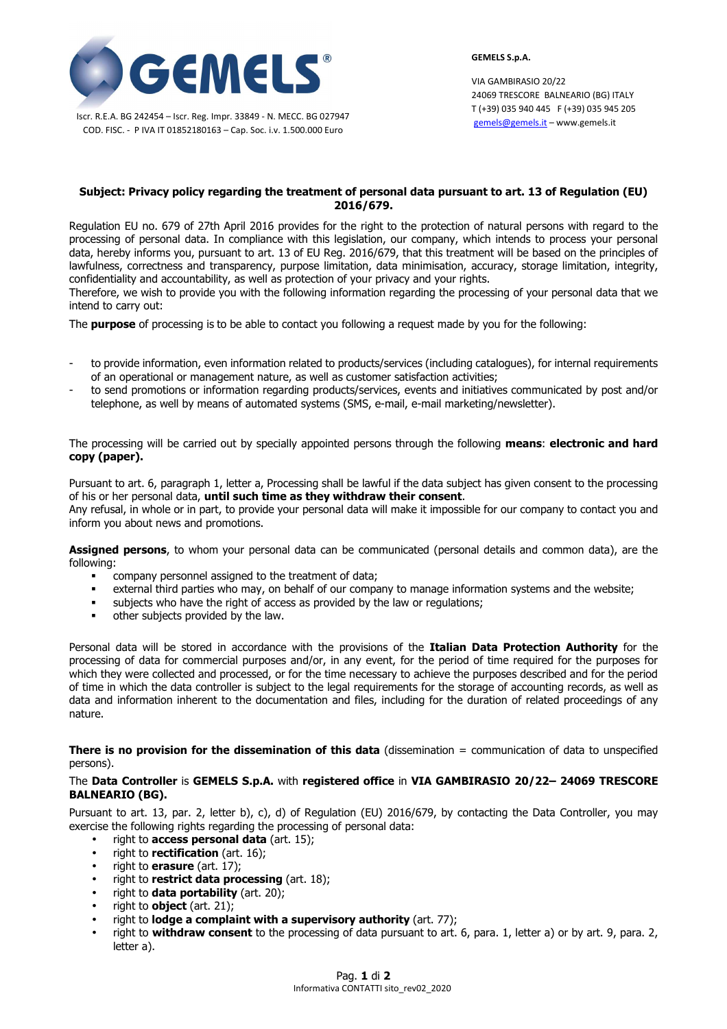GEMELS

Iscr. R.E.A. BG 242454 – Iscr. Reg. Impr. 33849 - N. MECC. BG 027947
COD. FISC. - P IVA IT 01852180163 – Cap. Soc. i.v. 1.500.000 Euro

**GEMELS S.p.A.**

VIA GAMBIRASIO 20/22
24069 TRESCORE BALNEARIO (BG) ITALY
T (+39) 035 940 445 F (+39) 035 945 205
gemels@gemels.it – www.gemels.it

**Subject: Privacy policy regarding the treatment of personal data pursuant to art. 13 of Regulation (EU) 2016/679.**

Regulation EU no. 679 of 27th April 2016 provides for the right to the protection of natural persons with regard to the processing of personal data. In compliance with this legislation, our company, which intends to process your personal data, hereby informs you, pursuant to art. 13 of EU Reg. 2016/679, that this treatment will be based on the principles of lawfulness, correctness and transparency, purpose limitation, data minimisation, accuracy, storage limitation, integrity, confidentiality and accountability, as well as protection of your privacy and your rights.
Therefore, we wish to provide you with the following information regarding the processing of your personal data that we intend to carry out:

The **purpose** of processing is to be able to contact you following a request made by you for the following:

- to provide information, even information related to products/services (including catalogues), for internal requirements of an operational or management nature, as well as customer satisfaction activities;
- to send promotions or information regarding products/services, events and initiatives communicated by post and/or telephone, as well by means of automated systems (SMS, e-mail, e-mail marketing/newsletter).

The processing will be carried out by specially appointed persons through the following **means**: **electronic and hard copy (paper).**

Pursuant to art. 6, paragraph 1, letter a, Processing shall be lawful if the data subject has given consent to the processing of his or her personal data, **until such time as they withdraw their consent**.
Any refusal, in whole or in part, to provide your personal data will make it impossible for our company to contact you and inform you about news and promotions.

**Assigned persons**, to whom your personal data can be communicated (personal details and common data), are the following:

- company personnel assigned to the treatment of data;
- external third parties who may, on behalf of our company to manage information systems and the website;
- subjects who have the right of access as provided by the law or regulations;
- other subjects provided by the law.

Personal data will be stored in accordance with the provisions of the **Italian Data Protection Authority** for the processing of data for commercial purposes and/or, in any event, for the period of time required for the purposes for which they were collected and processed, or for the time necessary to achieve the purposes described and for the period of time in which the data controller is subject to the legal requirements for the storage of accounting records, as well as data and information inherent to the documentation and files, including for the duration of related proceedings of any nature.

**There is no provision for the dissemination of this data** (dissemination = communication of data to unspecified persons).

The **Data Controller** is **GEMELS S.p.A.** with **registered office** in **VIA GAMBIRASIO 20/22– 24069 TRESCORE BALNEARIO (BG).**

Pursuant to art. 13, par. 2, letter b), c), d) of Regulation (EU) 2016/679, by contacting the Data Controller, you may exercise the following rights regarding the processing of personal data:

- right to **access personal data** (art. 15);
- right to **rectification** (art. 16);
- right to **erasure** (art. 17);
- right to **restrict data processing** (art. 18);
- right to **data portability** (art. 20);
- right to **object** (art. 21);
- right to **lodge a complaint with a supervisory authority** (art. 77);
- right to **withdraw consent** to the processing of data pursuant to art. 6, para. 1, letter a) or by art. 9, para. 2, letter a).

Informativa CONTATTI sito_rev02_2020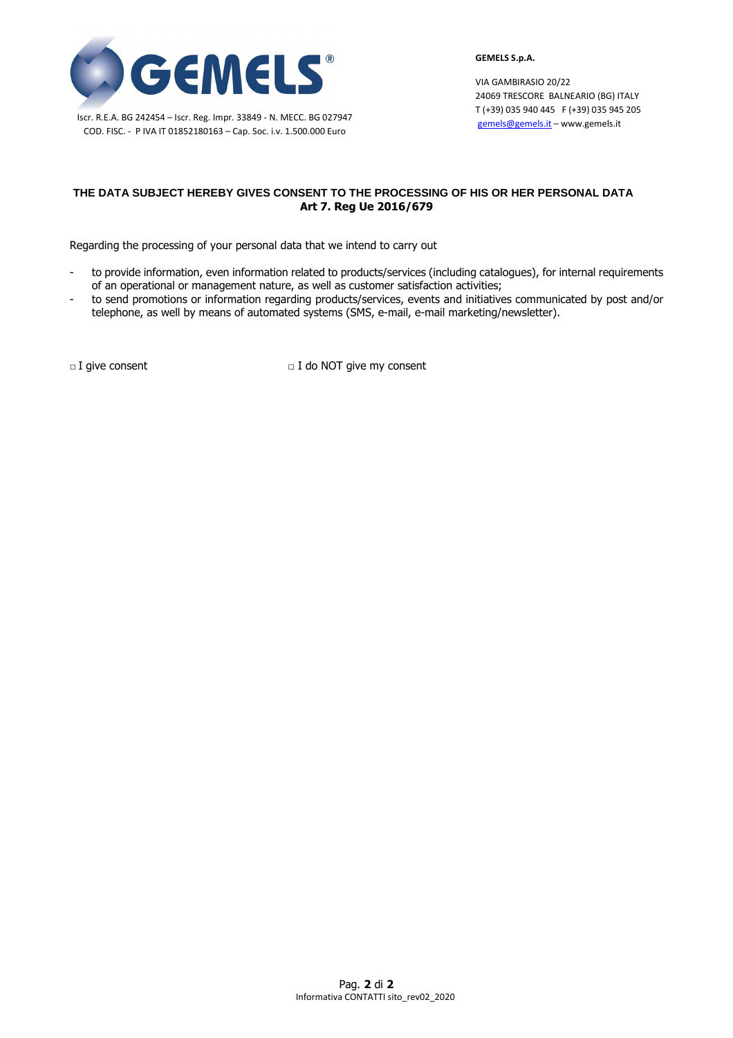GEMELS®

Iscr. R.E.A. BG 242454 – Iscr. Reg. Impr. 33849 - N. MECC. BG 027947
COD. FISC. - P IVA IT 01852180163 – Cap. Soc. i.v. 1.500.000 Euro

**GEMELS S.p.A.**

VIA GAMBIRASIO 20/22
24069 TRESCORE BALNEARIO (BG) ITALY
T (+39) 035 940 445 F (+39) 035 945 205
gemels@gemels.it – www.gemels.it

## THE DATA SUBJECT HEREBY GIVES CONSENT TO THE PROCESSING OF HIS OR HER PERSONAL DATA
### Art 7. Reg Ue 2016/679

Regarding the processing of your personal data that we intend to carry out

- to provide information, even information related to products/services (including catalogues), for internal requirements of an operational or management nature, as well as customer satisfaction activities;
- to send promotions or information regarding products/services, events and initiatives communicated by post and/or telephone, as well by means of automated systems (SMS, e-mail, e-mail marketing/newsletter).

□ I give consent □ I do NOT give my consent

Informativa CONTATTI sito_rev02_2020